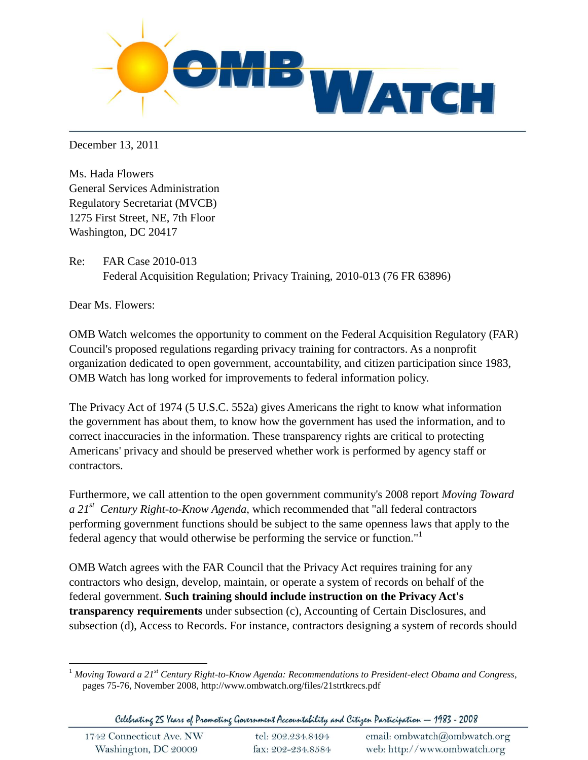December 13, 2011

Ms. Hada Flowers
General Services Administration
Regulatory Secretariat (MVCB)
1275 First Street, NE, 7th Floor
Washington, DC 20417

Re: FAR Case 2010-013
Federal Acquisition Regulation; Privacy Training, 2010-013 (76 FR 63896)

Dear Ms. Flowers:

OMB Watch welcomes the opportunity to comment on the Federal Acquisition Regulatory (FAR) Council's proposed regulations regarding privacy training for contractors. As a nonprofit organization dedicated to open government, accountability, and citizen participation since 1983, OMB Watch has long worked for improvements to federal information policy.

The Privacy Act of 1974 (5 U.S.C. 552a) gives Americans the right to know what information the government has about them, to know how the government has used the information, and to correct inaccuracies in the information. These transparency rights are critical to protecting Americans' privacy and should be preserved whether work is performed by agency staff or contractors.

Furthermore, we call attention to the open government community's 2008 report *Moving Toward a 21st Century Right-to-Know Agenda*, which recommended that "all federal contractors performing government functions should be subject to the same openness laws that apply to the federal agency that would otherwise be performing the service or function."[1]

OMB Watch agrees with the FAR Council that the Privacy Act requires training for any contractors who design, develop, maintain, or operate a system of records on behalf of the federal government. **Such training should include instruction on the Privacy Act's transparency requirements** under subsection (c), Accounting of Certain Disclosures, and subsection (d), Access to Records. For instance, contractors designing a system of records should

[1] *Moving Toward a 21st Century Right-to-Know Agenda: Recommendations to President-elect Obama and Congress*, pages 75-76, November 2008, http://www.ombwatch.org/files/21strtkrecs.pdf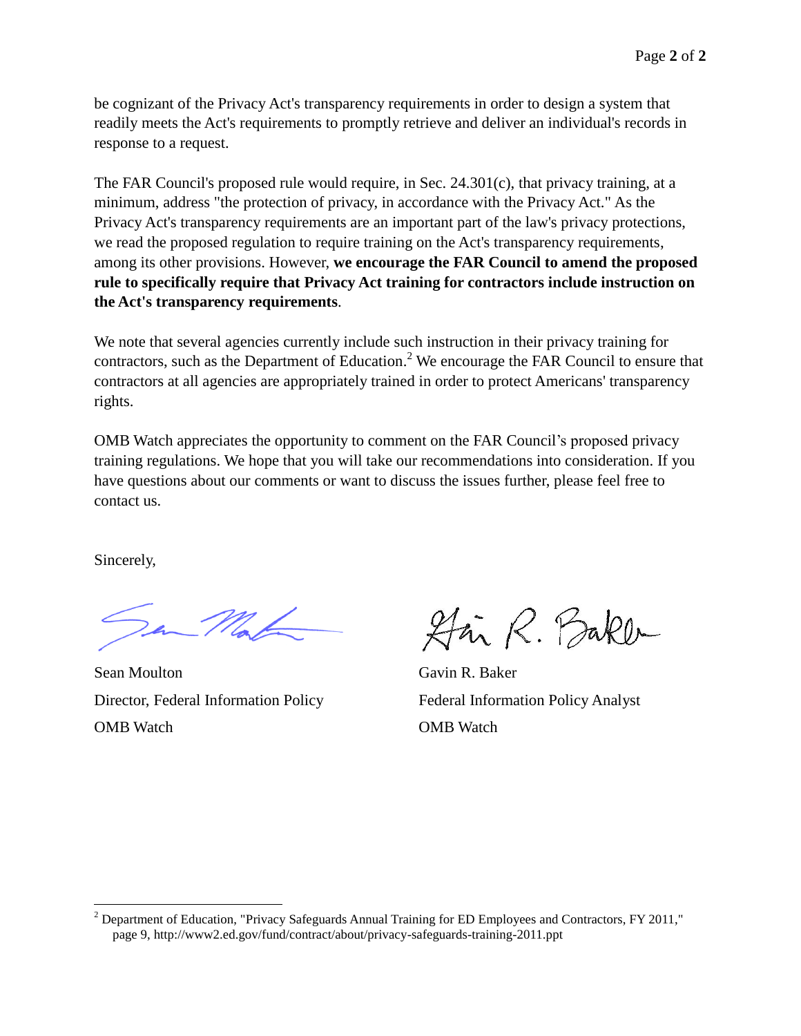be cognizant of the Privacy Act's transparency requirements in order to design a system that readily meets the Act's requirements to promptly retrieve and deliver an individual's records in response to a request.

The FAR Council's proposed rule would require, in Sec. 24.301(c), that privacy training, at a minimum, address "the protection of privacy, in accordance with the Privacy Act." As the Privacy Act's transparency requirements are an important part of the law's privacy protections, we read the proposed regulation to require training on the Act's transparency requirements, among its other provisions. However, **we encourage the FAR Council to amend the proposed rule to specifically require that Privacy Act training for contractors include instruction on the Act's transparency requirements**.

We note that several agencies currently include such instruction in their privacy training for contractors, such as the Department of Education.[2] We encourage the FAR Council to ensure that contractors at all agencies are appropriately trained in order to protect Americans' transparency rights.

OMB Watch appreciates the opportunity to comment on the FAR Council's proposed privacy training regulations. We hope that you will take our recommendations into consideration. If you have questions about our comments or want to discuss the issues further, please feel free to contact us.

Sincerely,

Sean Moulton
Director, Federal Information Policy
OMB Watch

Gavin R. Baker
Federal Information Policy Analyst
OMB Watch

---

[2] Department of Education, "Privacy Safeguards Annual Training for ED Employees and Contractors, FY 2011," page 9, http://www2.ed.gov/fund/contract/about/privacy-safeguards-training-2011.ppt